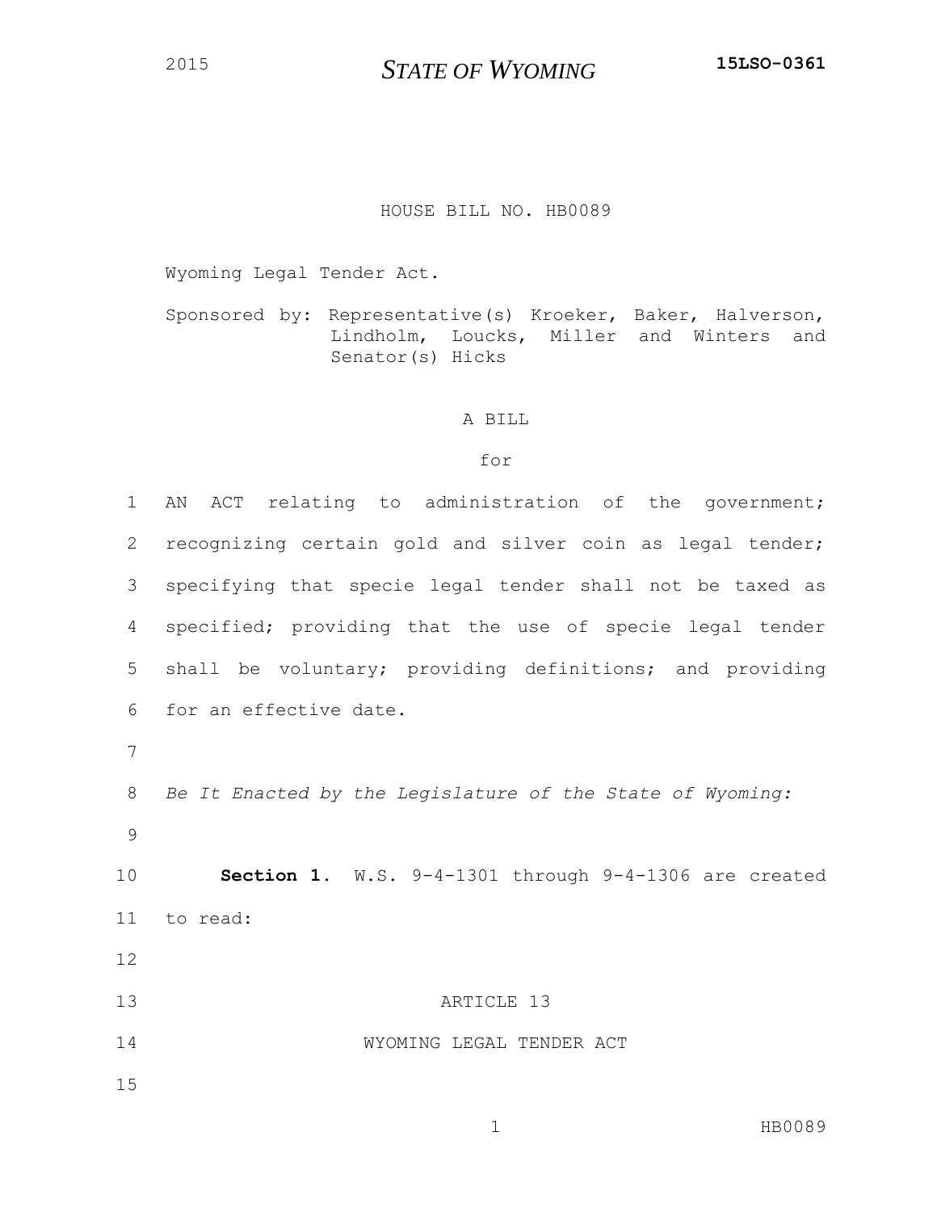2015 **STATE OF WYOMING** **15LSO-0361**

HOUSE BILL NO. HB0089

Wyoming Legal Tender Act.

Sponsored by: Representative(s) Kroeker, Baker, Halverson, Lindholm, Loucks, Miller and Winters and Senator(s) Hicks

A BILL

for

AN ACT relating to administration of the government; recognizing certain gold and silver coin as legal tender; specifying that specie legal tender shall not be taxed as specified; providing that the use of specie legal tender shall be voluntary; providing definitions; and providing for an effective date.

*Be It Enacted by the Legislature of the State of Wyoming:*

**Section 1.** W.S. 9-4-1301 through 9-4-1306 are created to read:

ARTICLE 13

WYOMING LEGAL TENDER ACT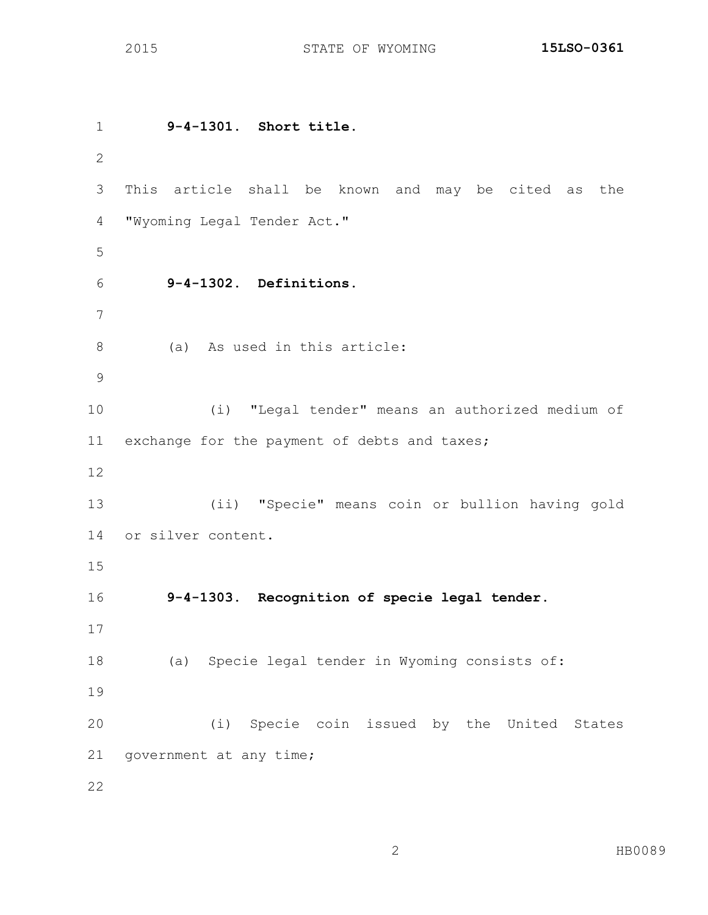**9-4-1301. Short title.**

This article shall be known and may be cited as the "Wyoming Legal Tender Act."

**9-4-1302. Definitions.**

(a) As used in this article:

(i) "Legal tender" means an authorized medium of exchange for the payment of debts and taxes;

(ii) "Specie" means coin or bullion having gold or silver content.

**9-4-1303. Recognition of specie legal tender.**

(a) Specie legal tender in Wyoming consists of:

(i) Specie coin issued by the United States government at any time;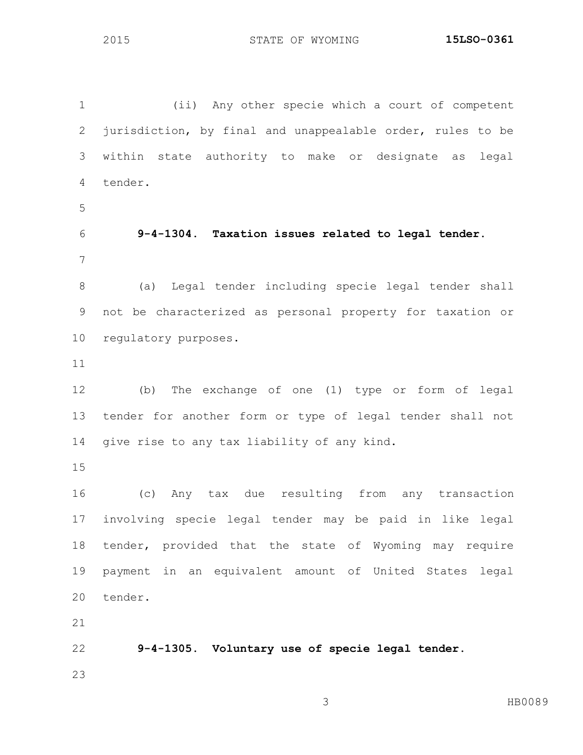(ii) Any other specie which a court of competent jurisdiction, by final and unappealable order, rules to be within state authority to make or designate as legal tender.

**9-4-1304. Taxation issues related to legal tender.**

(a) Legal tender including specie legal tender shall not be characterized as personal property for taxation or regulatory purposes.

(b) The exchange of one (1) type or form of legal tender for another form or type of legal tender shall not give rise to any tax liability of any kind.

(c) Any tax due resulting from any transaction involving specie legal tender may be paid in like legal tender, provided that the state of Wyoming may require payment in an equivalent amount of United States legal tender.

**9-4-1305. Voluntary use of specie legal tender.**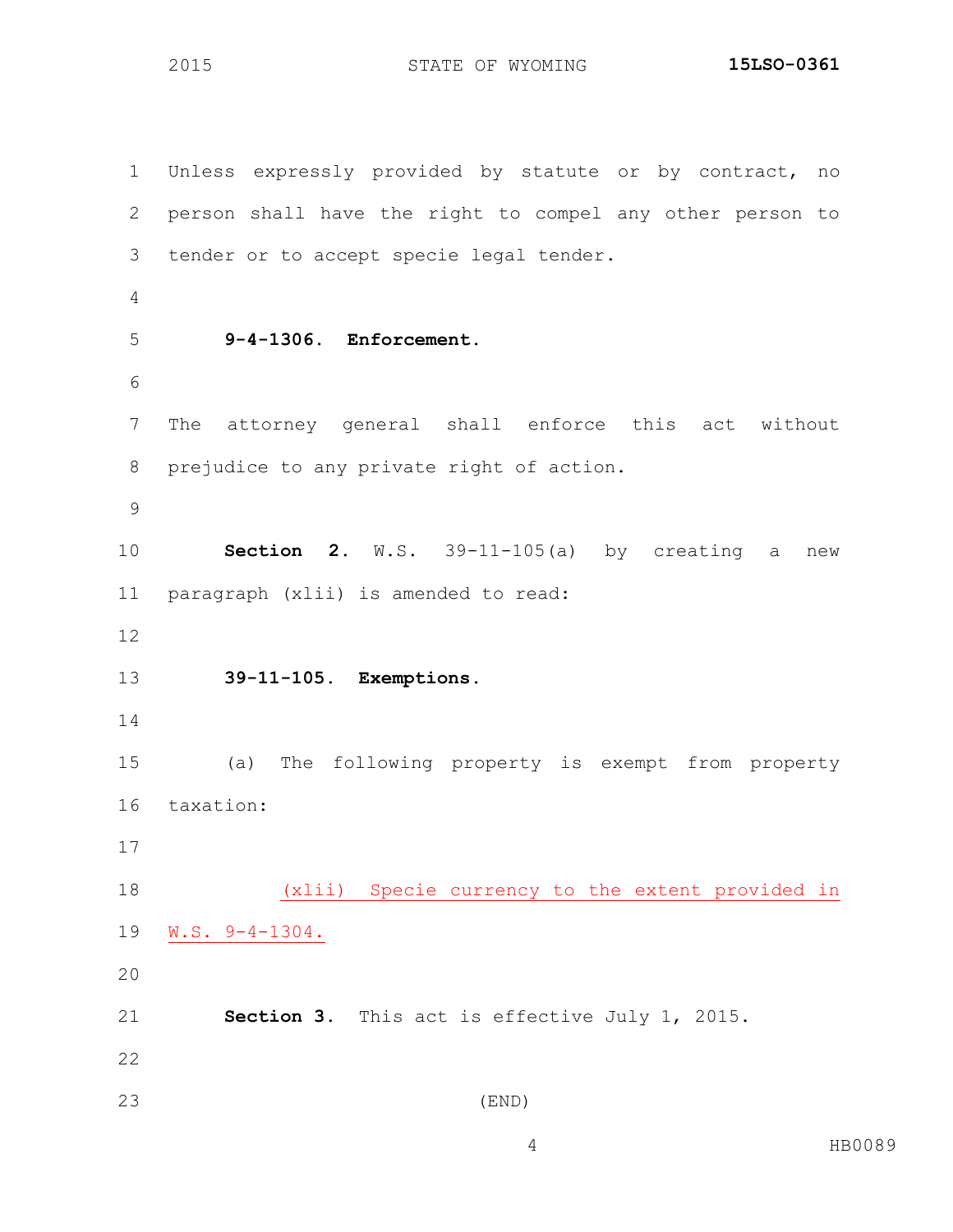Unless expressly provided by statute or by contract, no person shall have the right to compel any other person to tender or to accept specie legal tender.

**9-4-1306. Enforcement.**

The attorney general shall enforce this act without prejudice to any private right of action.

**Section 2.** W.S. 39-11-105(a) by creating a new paragraph (xlii) is amended to read:

**39-11-105. Exemptions.**

(a) The following property is exempt from property taxation:

(xlii) Specie currency to the extent provided in W.S. 9-4-1304.

**Section 3.** This act is effective July 1, 2015.

(END)